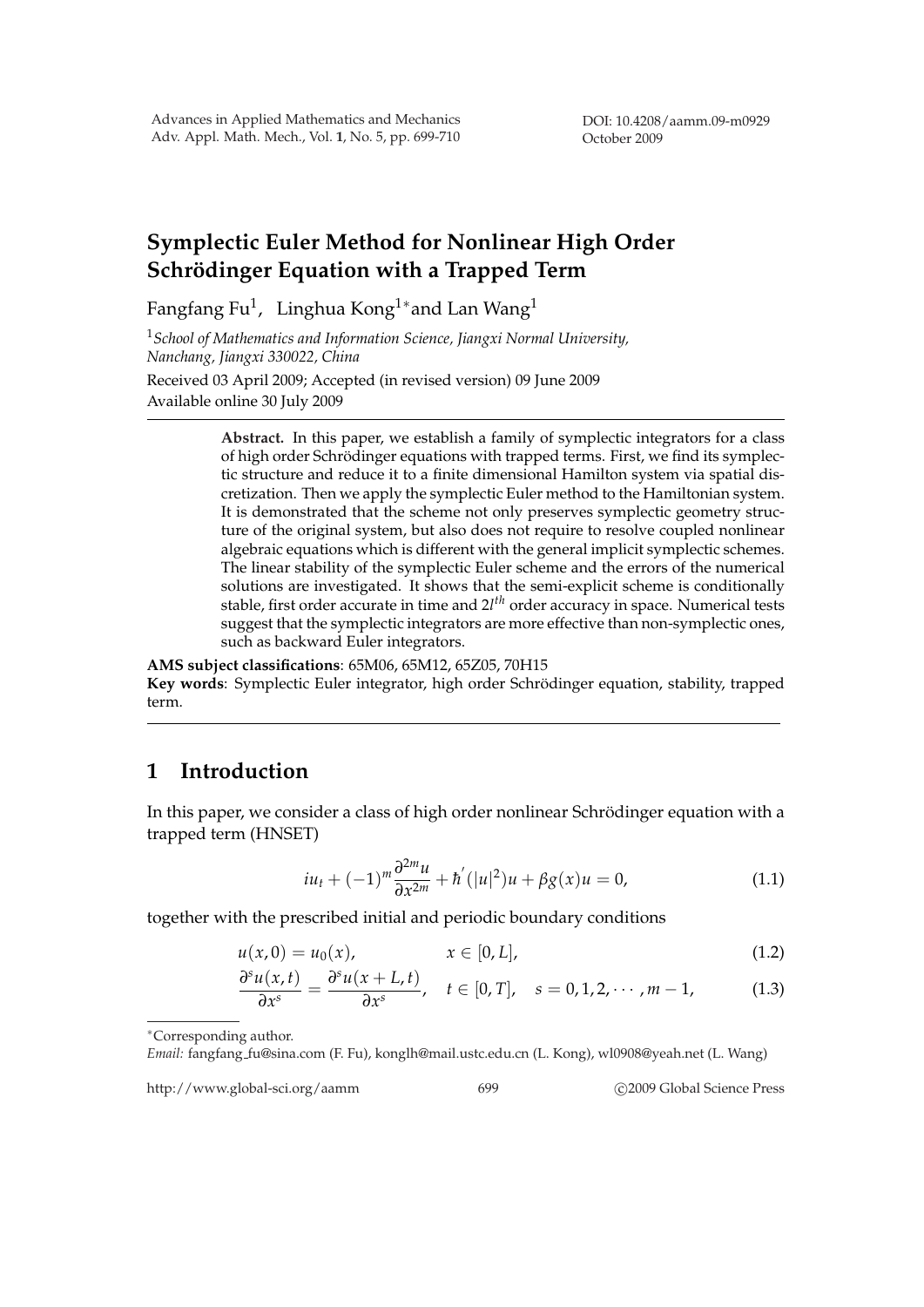DOI: 10.4208/aamm.09-m0929
October 2009

# Symplectic Euler Method for Nonlinear High Order Schrödinger Equation with a Trapped Term

Fangfang Fu[1], Linghua Kong[1]* and Lan Wang[1]

[1] *School of Mathematics and Information Science, Jiangxi Normal University, Nanchang, Jiangxi 330022, China*

Received 03 April 2009; Accepted (in revised version) 09 June 2009

Available online 30 July 2009

> **Abstract.** In this paper, we establish a family of symplectic integrators for a class of high order Schrödinger equations with trapped terms. First, we find its symplectic structure and reduce it to a finite dimensional Hamilton system via spatial discretization. Then we apply the symplectic Euler method to the Hamiltonian system. It is demonstrated that the scheme not only preserves symplectic geometry structure of the original system, but also does not require to resolve coupled nonlinear algebraic equations which is different with the general implicit symplectic schemes. The linear stability of the symplectic Euler scheme and the errors of the numerical solutions are investigated. It shows that the semi-explicit scheme is conditionally stable, first order accurate in time and $2l^{th}$ order accuracy in space. Numerical tests suggest that the symplectic integrators are more effective than non-symplectic ones, such as backward Euler integrators.

**AMS subject classifications**: 65M06, 65M12, 65Z05, 70H15

**Key words**: Symplectic Euler integrator, high order Schrödinger equation, stability, trapped term.

## 1 Introduction

In this paper, we consider a class of high order nonlinear Schrödinger equation with a trapped term (HNSET)

$$iu_t + (-1)^m \frac{\partial^{2m} u}{\partial x^{2m}} + \hbar'(|u|^2)u + \beta g(x)u = 0, \tag{1.1}$$

together with the prescribed initial and periodic boundary conditions

$$u(x,0) = u_0(x), \qquad x \in [0, L], \tag{1.2}$$

$$\frac{\partial^s u(x,t)}{\partial x^s} = \frac{\partial^s u(x+L,t)}{\partial x^s}, \quad t \in [0,T], \quad s = 0,1,2,\cdots,m-1, \tag{1.3}$$

*Corresponding author.

*Email:* fangfang_fu@sina.com (F. Fu), konglh@mail.ustc.edu.cn (L. Kong), wl0908@yeah.net (L. Wang)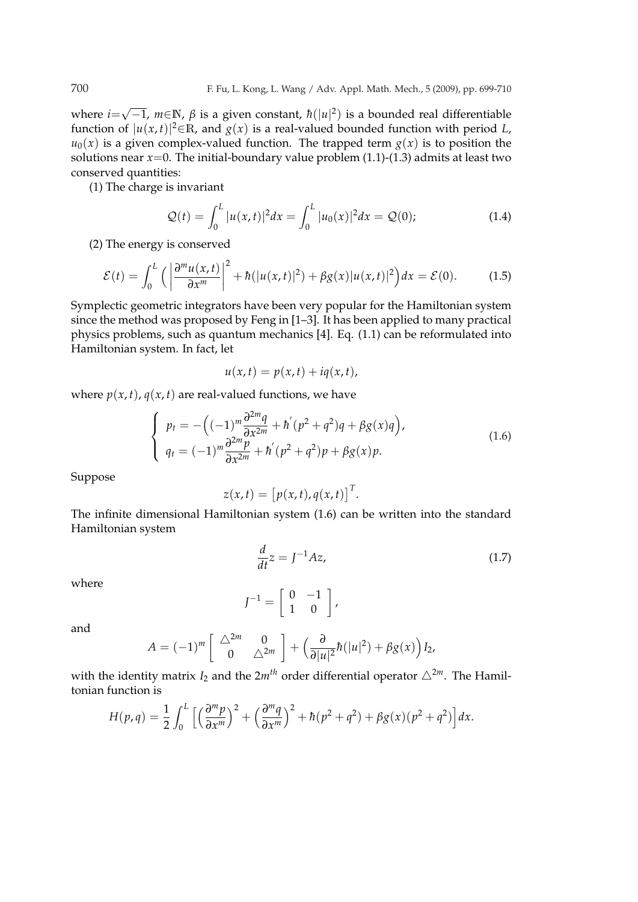where $i=\sqrt{-1}$, $m\in\mathbb{N}$, $\beta$ is a given constant, $\hbar(|u|^2)$ is a bounded real differentiable function of $|u(x,t)|^2\in\mathbb{R}$, and $g(x)$ is a real-valued bounded function with period $L$, $u_0(x)$ is a given complex-valued function. The trapped term $g(x)$ is to position the solutions near $x=0$. The initial-boundary value problem (1.1)-(1.3) admits at least two conserved quantities:

(1) The charge is invariant

$$\mathcal{Q}(t)=\int_0^L |u(x,t)|^2 dx=\int_0^L |u_0(x)|^2 dx=\mathcal{Q}(0); \tag{1.4}$$

(2) The energy is conserved

$$\mathcal{E}(t)=\int_0^L \Big( \Big|\frac{\partial^m u(x,t)}{\partial x^m}\Big|^2+\hbar(|u(x,t)|^2)+\beta g(x)|u(x,t)|^2\Big) dx=\mathcal{E}(0). \tag{1.5}$$

Symplectic geometric integrators have been very popular for the Hamiltonian system since the method was proposed by Feng in [1–3]. It has been applied to many practical physics problems, such as quantum mechanics [4]. Eq. (1.1) can be reformulated into Hamiltonian system. In fact, let

$$u(x,t)=p(x,t)+iq(x,t),$$

where $p(x,t)$, $q(x,t)$ are real-valued functions, we have

$$\begin{cases} p_t=-\Big((-1)^m\dfrac{\partial^{2m}q}{\partial x^{2m}}+\hbar^{'}(p^2+q^2)q+\beta g(x)q\Big), \\ q_t=(-1)^m\dfrac{\partial^{2m}p}{\partial x^{2m}}+\hbar^{'}(p^2+q^2)p+\beta g(x)p. \end{cases} \tag{1.6}$$

Suppose

$$z(x,t)=\big[p(x,t),q(x,t)\big]^T.$$

The infinite dimensional Hamiltonian system (1.6) can be written into the standard Hamiltonian system

$$\frac{d}{dt}z=J^{-1}Az, \tag{1.7}$$

where

$$J^{-1}=\left[\begin{array}{cc} 0 & -1 \\ 1 & 0 \end{array}\right],$$

and

$$A=(-1)^m\left[\begin{array}{cc} \triangle^{2m} & 0 \\ 0 & \triangle^{2m} \end{array}\right]+\Big(\frac{\partial}{\partial|u|^2}\hbar(|u|^2)+\beta g(x)\Big)I_2,$$

with the identity matrix $I_2$ and the $2m^{th}$ order differential operator $\triangle^{2m}$. The Hamiltonian function is

$$H(p,q)=\frac{1}{2}\int_0^L \Big[\Big(\frac{\partial^m p}{\partial x^m}\Big)^2+\Big(\frac{\partial^m q}{\partial x^m}\Big)^2+\hbar(p^2+q^2)+\beta g(x)(p^2+q^2)\Big]dx.$$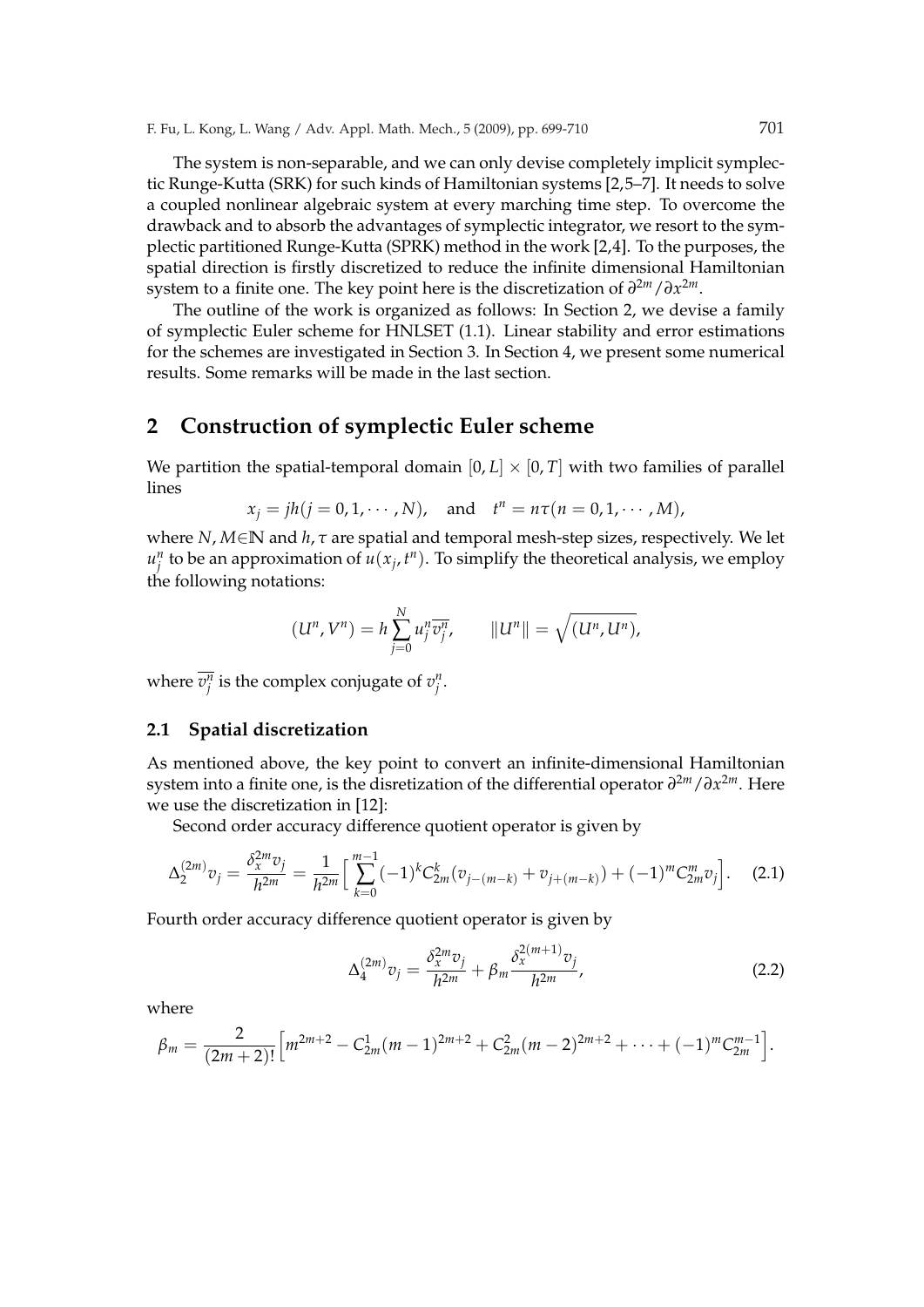The system is non-separable, and we can only devise completely implicit symplectic Runge-Kutta (SRK) for such kinds of Hamiltonian systems [2,5–7]. It needs to solve a coupled nonlinear algebraic system at every marching time step. To overcome the drawback and to absorb the advantages of symplectic integrator, we resort to the symplectic partitioned Runge-Kutta (SPRK) method in the work [2,4]. To the purposes, the spatial direction is firstly discretized to reduce the infinite dimensional Hamiltonian system to a finite one. The key point here is the discretization of $\partial^{2m}/\partial x^{2m}$.

The outline of the work is organized as follows: In Section 2, we devise a family of symplectic Euler scheme for HNLSET (1.1). Linear stability and error estimations for the schemes are investigated in Section 3. In Section 4, we present some numerical results. Some remarks will be made in the last section.

## 2 Construction of symplectic Euler scheme

We partition the spatial-temporal domain $[0, L] \times [0, T]$ with two families of parallel lines

$$x_j = jh (j = 0, 1, \cdots, N), \quad \text{and} \quad t^n = n\tau (n = 0, 1, \cdots, M),$$

where $N, M \in \mathbb{N}$ and $h, \tau$ are spatial and temporal mesh-step sizes, respectively. We let $u_j^n$ to be an approximation of $u(x_j, t^n)$. To simplify the theoretical analysis, we employ the following notations:

$$(U^n, V^n) = h \sum_{j=0}^{N} u_j^n \overline{v_j^n}, \qquad \|U^n\| = \sqrt{(U^n, U^n)},$$

where $\overline{v_j^n}$ is the complex conjugate of $v_j^n$.

### 2.1 Spatial discretization

As mentioned above, the key point to convert an infinite-dimensional Hamiltonian system into a finite one, is the disretization of the differential operator $\partial^{2m}/\partial x^{2m}$. Here we use the discretization in [12]:

Second order accuracy difference quotient operator is given by

$$\Delta_2^{(2m)} v_j = \frac{\delta_x^{2m} v_j}{h^{2m}} = \frac{1}{h^{2m}} \Big[ \sum_{k=0}^{m-1} (-1)^k C_{2m}^k (v_{j-(m-k)} + v_{j+(m-k)}) + (-1)^m C_{2m}^m v_j \Big]. \tag{2.1}$$

Fourth order accuracy difference quotient operator is given by

$$\Delta_4^{(2m)} v_j = \frac{\delta_x^{2m} v_j}{h^{2m}} + \beta_m \frac{\delta_x^{2(m+1)} v_j}{h^{2m}}, \tag{2.2}$$

where

$$\beta_m = \frac{2}{(2m+2)!} \Big[ m^{2m+2} - C_{2m}^1 (m-1)^{2m+2} + C_{2m}^2 (m-2)^{2m+2} + \cdots + (-1)^m C_{2m}^{m-1} \Big].$$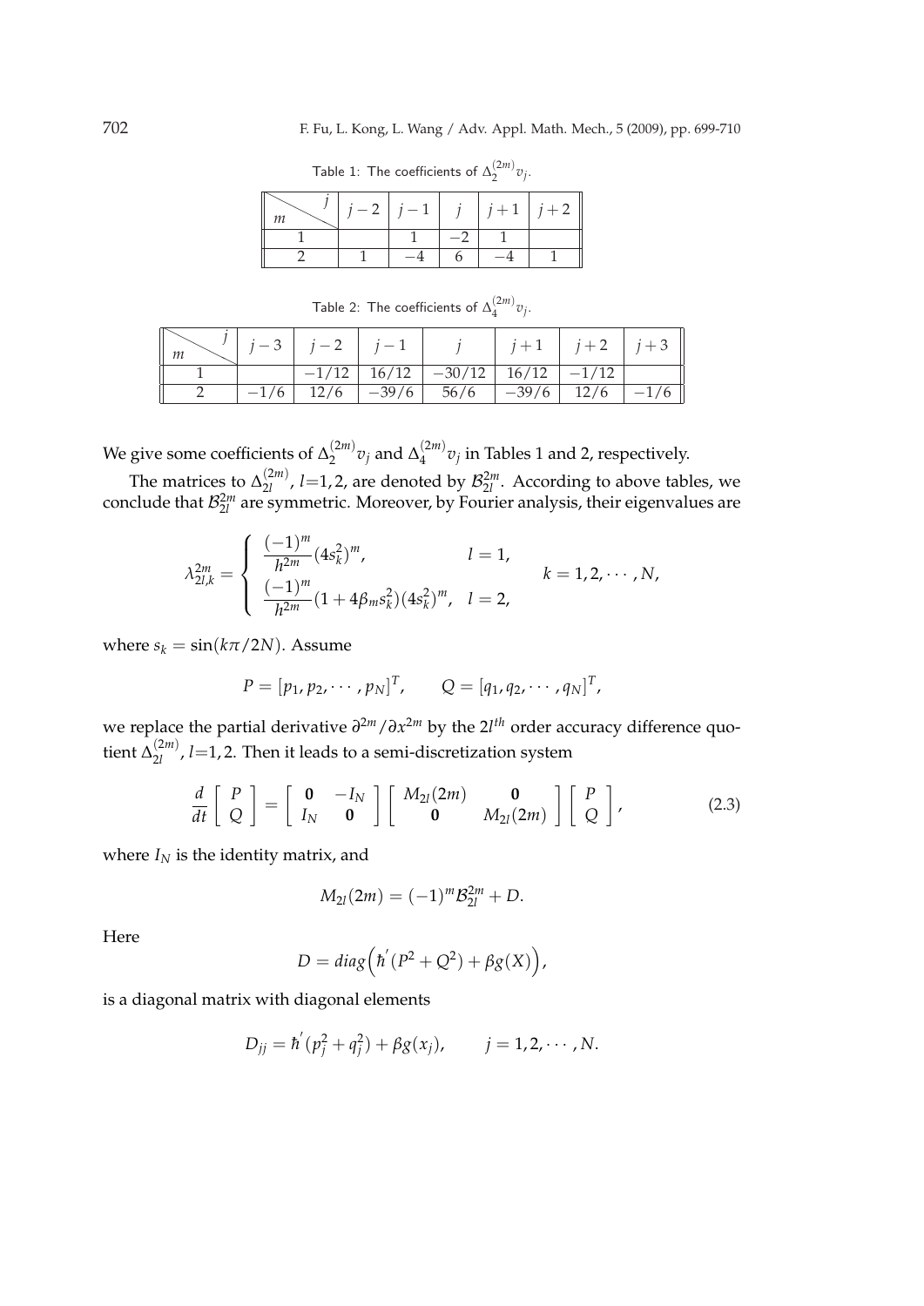Table 1: The coefficients of $\Delta_2^{(2m)} v_j$.

| $m$ \ $j$ | $j-2$ | $j-1$ | $j$ | $j+1$ | $j+2$ |
|---|---|---|---|---|---|
| 1 | | 1 | $-2$ | 1 | |
| 2 | 1 | $-4$ | 6 | $-4$ | 1 |

Table 2: The coefficients of $\Delta_4^{(2m)} v_j$.

| $m$ \ $j$ | $j-3$ | $j-2$ | $j-1$ | $j$ | $j+1$ | $j+2$ | $j+3$ |
|---|---|---|---|---|---|---|---|
| 1 | | $-1/12$ | $16/12$ | $-30/12$ | $16/12$ | $-1/12$ | |
| 2 | $-1/6$ | $12/6$ | $-39/6$ | $56/6$ | $-39/6$ | $12/6$ | $-1/6$ |

We give some coefficients of $\Delta_2^{(2m)} v_j$ and $\Delta_4^{(2m)} v_j$ in Tables 1 and 2, respectively.

The matrices to $\Delta_{2l}^{(2m)}$, $l$=1,2, are denoted by $\mathcal{B}_{2l}^{2m}$. According to above tables, we conclude that $\mathcal{B}_{2l}^{2m}$ are symmetric. Moreover, by Fourier analysis, their eigenvalues are

$$\lambda_{2l,k}^{2m} = \begin{cases} \dfrac{(-1)^m}{h^{2m}}(4s_k^2)^m, & l=1, \\ \dfrac{(-1)^m}{h^{2m}}(1+4\beta_m s_k^2)(4s_k^2)^m, & l=2, \end{cases} \qquad k=1,2,\cdots,N,$$

where $s_k = \sin(k\pi/2N)$. Assume

$$P = [p_1, p_2, \cdots, p_N]^T, \qquad Q = [q_1, q_2, \cdots, q_N]^T,$$

we replace the partial derivative $\partial^{2m}/\partial x^{2m}$ by the $2l^{th}$ order accuracy difference quotient $\Delta_{2l}^{(2m)}$, $l$=1,2. Then it leads to a semi-discretization system

$$\frac{d}{dt}\begin{bmatrix} P \\ Q \end{bmatrix} = \begin{bmatrix} \mathbf{0} & -I_N \\ I_N & \mathbf{0} \end{bmatrix} \begin{bmatrix} M_{2l}(2m) & \mathbf{0} \\ \mathbf{0} & M_{2l}(2m) \end{bmatrix} \begin{bmatrix} P \\ Q \end{bmatrix}, \tag{2.3}$$

where $I_N$ is the identity matrix, and

$$M_{2l}(2m) = (-1)^m \mathcal{B}_{2l}^{2m} + D.$$

Here

$$D = diag\Big(\hbar^{'}(P^2+Q^2) + \beta g(X)\Big),$$

is a diagonal matrix with diagonal elements

$$D_{jj} = \hbar^{'}(p_j^2+q_j^2) + \beta g(x_j), \qquad j=1,2,\cdots,N.$$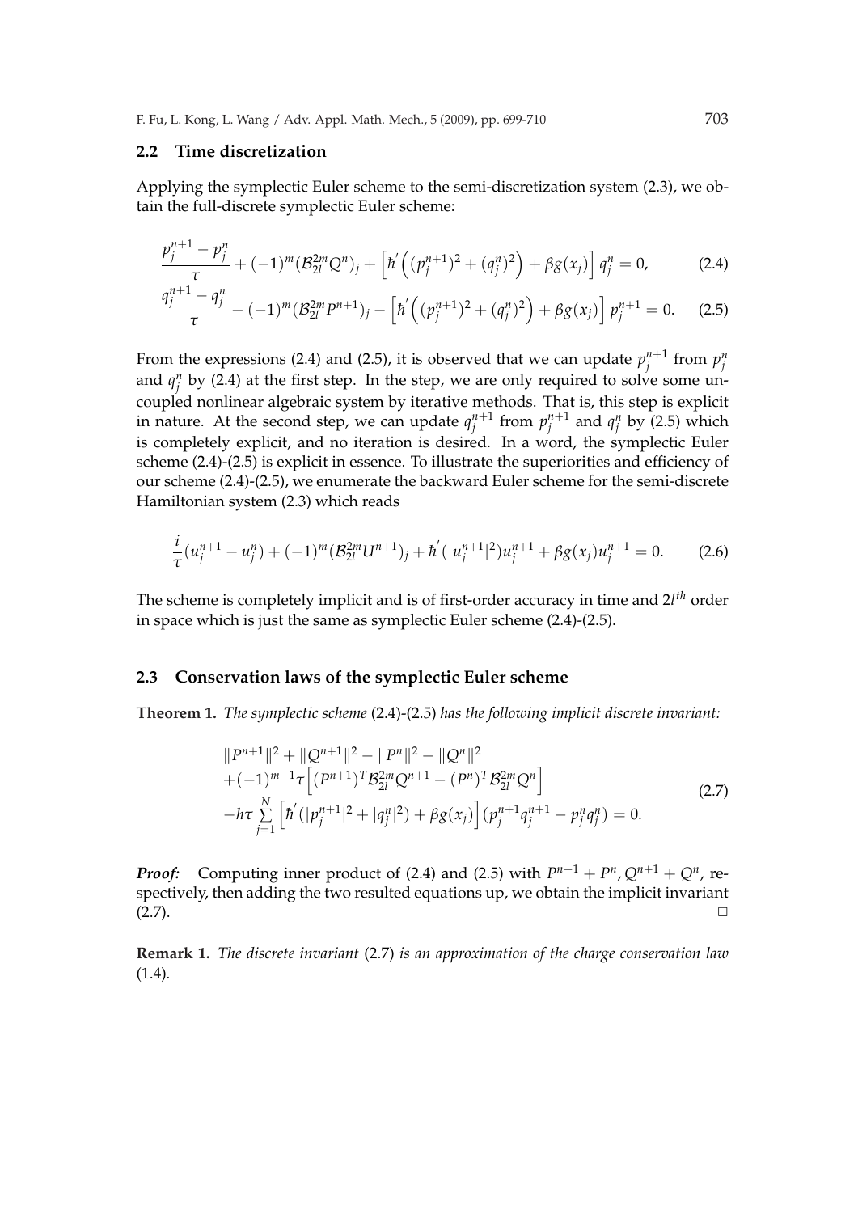### 2.2 Time discretization

Applying the symplectic Euler scheme to the semi-discretization system (2.3), we obtain the full-discrete symplectic Euler scheme:

$$\frac{p_j^{n+1}-p_j^n}{\tau}+(-1)^m(\mathcal{B}_{2l}^{2m}Q^n)_j+\Big[\hbar'\Big((p_j^{n+1})^2+(q_j^n)^2\Big)+\beta g(x_j)\Big]q_j^n=0, \tag{2.4}$$

$$\frac{q_j^{n+1}-q_j^n}{\tau}-(-1)^m(\mathcal{B}_{2l}^{2m}P^{n+1})_j-\Big[\hbar'\Big((p_j^{n+1})^2+(q_j^n)^2\Big)+\beta g(x_j)\Big]p_j^{n+1}=0. \tag{2.5}$$

From the expressions (2.4) and (2.5), it is observed that we can update $p_j^{n+1}$ from $p_j^n$ and $q_j^n$ by (2.4) at the first step. In the step, we are only required to solve some uncoupled nonlinear algebraic system by iterative methods. That is, this step is explicit in nature. At the second step, we can update $q_j^{n+1}$ from $p_j^{n+1}$ and $q_j^n$ by (2.5) which is completely explicit, and no iteration is desired. In a word, the symplectic Euler scheme (2.4)-(2.5) is explicit in essence. To illustrate the superiorities and efficiency of our scheme (2.4)-(2.5), we enumerate the backward Euler scheme for the semi-discrete Hamiltonian system (2.3) which reads

$$\frac{i}{\tau}(u_j^{n+1}-u_j^n)+(-1)^m(\mathcal{B}_{2l}^{2m}U^{n+1})_j+\hbar'(|u_j^{n+1}|^2)u_j^{n+1}+\beta g(x_j)u_j^{n+1}=0. \tag{2.6}$$

The scheme is completely implicit and is of first-order accuracy in time and $2l^{th}$ order in space which is just the same as symplectic Euler scheme (2.4)-(2.5).

### 2.3 Conservation laws of the symplectic Euler scheme

**Theorem 1.** *The symplectic scheme* (2.4)-(2.5) *has the following implicit discrete invariant:*

$$\begin{aligned}
&\|P^{n+1}\|^2+\|Q^{n+1}\|^2-\|P^n\|^2-\|Q^n\|^2\\
&+(-1)^{m-1}\tau\Big[(P^{n+1})^T\mathcal{B}_{2l}^{2m}Q^{n+1}-(P^n)^T\mathcal{B}_{2l}^{2m}Q^n\Big]\\
&-h\tau\sum_{j=1}^{N}\Big[\hbar'(|p_j^{n+1}|^2+|q_j^n|^2)+\beta g(x_j)\Big](p_j^{n+1}q_j^{n+1}-p_j^nq_j^n)=0.
\end{aligned} \tag{2.7}$$

***Proof:*** Computing inner product of (2.4) and (2.5) with $P^{n+1}+P^n, Q^{n+1}+Q^n$, respectively, then adding the two resulted equations up, we obtain the implicit invariant (2.7). □

**Remark 1.** *The discrete invariant* (2.7) *is an approximation of the charge conservation law* (1.4)*.*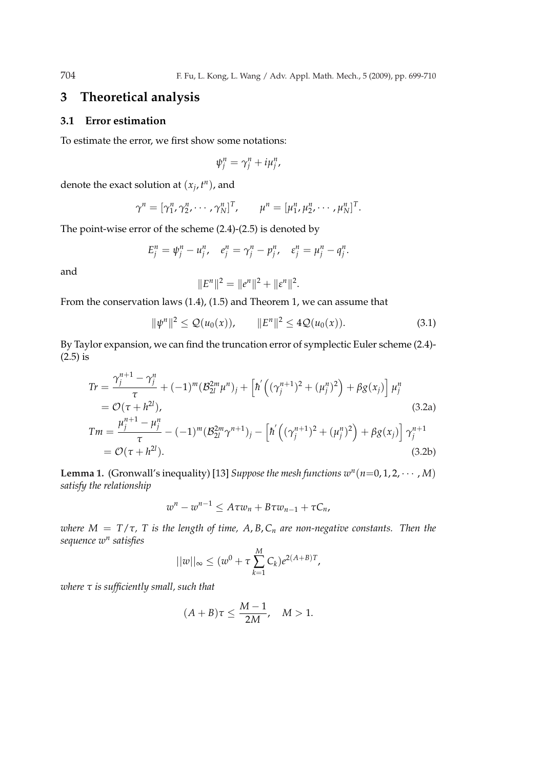# 3 Theoretical analysis

## 3.1 Error estimation

To estimate the error, we first show some notations:

$$\psi_j^n = \gamma_j^n + i\mu_j^n,$$

denote the exact solution at $(x_j, t^n)$, and

$$\gamma^n = [\gamma_1^n, \gamma_2^n, \cdots, \gamma_N^n]^T, \qquad \mu^n = [\mu_1^n, \mu_2^n, \cdots, \mu_N^n]^T.$$

The point-wise error of the scheme (2.4)-(2.5) is denoted by

$$E_j^n = \psi_j^n - u_j^n, \quad e_j^n = \gamma_j^n - p_j^n, \quad \varepsilon_j^n = \mu_j^n - q_j^n.$$

and

$$\|E^n\|^2 = \|e^n\|^2 + \|\varepsilon^n\|^2.$$

From the conservation laws (1.4), (1.5) and Theorem 1, we can assume that

$$\|\psi^n\|^2 \leq \mathcal{Q}(u_0(x)), \qquad \|E^n\|^2 \leq 4\mathcal{Q}(u_0(x)). \tag{3.1}$$

By Taylor expansion, we can find the truncation error of symplectic Euler scheme (2.4)-(2.5) is

$$\begin{aligned} Tr &= \frac{\gamma_j^{n+1} - \gamma_j^n}{\tau} + (-1)^m (\mathcal{B}_{2l}^{2m} \mu^n)_j + \left[\hbar'\left((\gamma_j^{n+1})^2 + (\mu_j^n)^2\right) + \beta g(x_j)\right] \mu_j^n \\ &= \mathcal{O}(\tau + h^{2l}), \end{aligned} \tag{3.2a}$$

$$\begin{aligned} Tm &= \frac{\mu_j^{n+1} - \mu_j^n}{\tau} - (-1)^m (\mathcal{B}_{2l}^{2m} \gamma^{n+1})_j - \left[\hbar'\left((\gamma_j^{n+1})^2 + (\mu_j^n)^2\right) + \beta g(x_j)\right] \gamma_j^{n+1} \\ &= \mathcal{O}(\tau + h^{2l}). \end{aligned} \tag{3.2b}$$

**Lemma 1.** (Gronwall's inequality) [13] *Suppose the mesh functions $w^n (n{=}0, 1, 2, \cdots, M)$ satisfy the relationship*

$$w^n - w^{n-1} \leq A\tau w_n + B\tau w_{n-1} + \tau C_n,$$

*where $M = T/\tau$, $T$ is the length of time, $A, B, C_n$ are non-negative constants. Then the sequence $w^n$ satisfies*

$$||w||_\infty \leq (w^0 + \tau \sum_{k=1}^{M} C_k) e^{2(A+B)T},$$

*where $\tau$ is sufficiently small, such that*

$$(A + B)\tau \leq \frac{M-1}{2M}, \quad M > 1.$$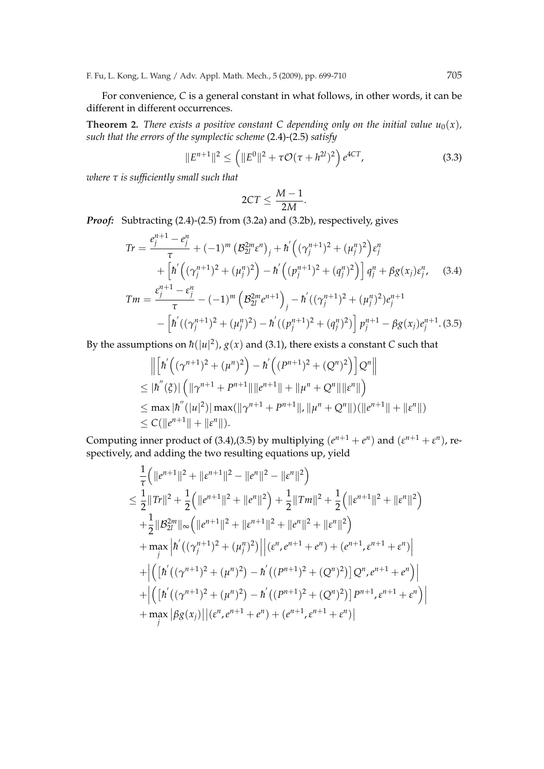For convenience, $C$ is a general constant in what follows, in other words, it can be different in different occurrences.

**Theorem 2.** *There exists a positive constant $C$ depending only on the initial value $u_0(x)$, such that the errors of the symplectic scheme (2.4)-(2.5) satisfy*

$$\|E^{n+1}\|^2 \leq \left(\|E^0\|^2 + \tau\mathcal{O}(\tau + h^{2l})^2\right)e^{4CT}, \tag{3.3}$$

*where $\tau$ is sufficiently small such that*

$$2CT \leq \frac{M-1}{2M}.$$

***Proof:*** Subtracting (2.4)-(2.5) from (3.2a) and (3.2b), respectively, gives

$$\begin{aligned}
Tr =& \frac{e_j^{n+1} - e_j^n}{\tau} + (-1)^m \left(\mathcal{B}_{2l}^{2m}\varepsilon^n\right)_j + \hbar'\left((\gamma_j^{n+1})^2 + (\mu_j^n)^2\right)\varepsilon_j^n \\
&+ \left[\hbar'\left((\gamma_j^{n+1})^2 + (\mu_j^n)^2\right) - \hbar'\left((p_j^{n+1})^2 + (q_j^n)^2\right)\right] q_j^n + \beta g(x_j)\varepsilon_j^n, \qquad (3.4) \\
Tm =& \frac{\varepsilon_j^{n+1} - \varepsilon_j^n}{\tau} - (-1)^m \left(\mathcal{B}_{2l}^{2m} e^{n+1}\right)_j - \hbar'((\gamma_j^{n+1})^2 + (\mu_j^n)^2)e_j^{n+1} \\
&- \left[\hbar'((\gamma_j^{n+1})^2 + (\mu_j^n)^2) - \hbar'((p_j^{n+1})^2 + (q_j^n)^2)\right] p_j^{n+1} - \beta g(x_j)e_j^{n+1}. \quad (3.5)
\end{aligned}$$

By the assumptions on $\hbar(|u|^2)$, $g(x)$ and (3.1), there exists a constant $C$ such that

$$\begin{aligned}
&\left\|\left[\hbar'\left((\gamma^{n+1})^2 + (\mu^n)^2\right) - \hbar'\left((P^{n+1})^2 + (Q^n)^2\right)\right]Q^n\right\| \\
\leq& |\hbar''(\xi)|\left(\|\gamma^{n+1} + P^{n+1}\|\|e^{n+1}\| + \|\mu^n + Q^n\|\|\varepsilon^n\|\right) \\
\leq& \max|\hbar''(|u|^2)|\max(\|\gamma^{n+1} + P^{n+1}\|, \|\mu^n + Q^n\|)(\|e^{n+1}\| + \|\varepsilon^n\|) \\
\leq& C(\|e^{n+1}\| + \|\varepsilon^n\|).
\end{aligned}$$

Computing inner product of (3.4),(3.5) by multiplying $(e^{n+1} + e^n)$ and $(\varepsilon^{n+1} + \varepsilon^n)$, respectively, and adding the two resulting equations up, yield

$$\begin{aligned}
&\frac{1}{\tau}\Big(\|e^{n+1}\|^2 + \|\varepsilon^{n+1}\|^2 - \|e^n\|^2 - \|\varepsilon^n\|^2\Big) \\
\leq& \frac{1}{2}\|Tr\|^2 + \frac{1}{2}\Big(\|e^{n+1}\|^2 + \|e^n\|^2\Big) + \frac{1}{2}\|Tm\|^2 + \frac{1}{2}\Big(\|\varepsilon^{n+1}\|^2 + \|\varepsilon^n\|^2\Big) \\
&+ \frac{1}{2}\|\mathcal{B}_{2l}^{2m}\|_\infty\Big(\|e^{n+1}\|^2 + \|\varepsilon^{n+1}\|^2 + \|e^n\|^2 + \|\varepsilon^n\|^2\Big) \\
&+ \max_j\left|\hbar'\left((\gamma_j^{n+1})^2 + (\mu_j^n)^2\right)\right|\left|(\varepsilon^n, e^{n+1} + e^n) + (e^{n+1}, \varepsilon^{n+1} + \varepsilon^n)\right| \\
&+ \left|\Big(\left[\hbar'\left((\gamma^{n+1})^2 + (\mu^n)^2\right) - \hbar'\left((P^{n+1})^2 + (Q^n)^2\right)\right]Q^n, e^{n+1} + e^n\Big)\right| \\
&+ \left|\Big(\left[\hbar'\left((\gamma^{n+1})^2 + (\mu^n)^2\right) - \hbar'\left((P^{n+1})^2 + (Q^n)^2\right)\right]P^{n+1}, \varepsilon^{n+1} + \varepsilon^n\Big)\right| \\
&+ \max_j|\beta g(x_j)|\left|(\varepsilon^n, e^{n+1} + e^n) + (e^{n+1}, \varepsilon^{n+1} + \varepsilon^n)\right|
\end{aligned}$$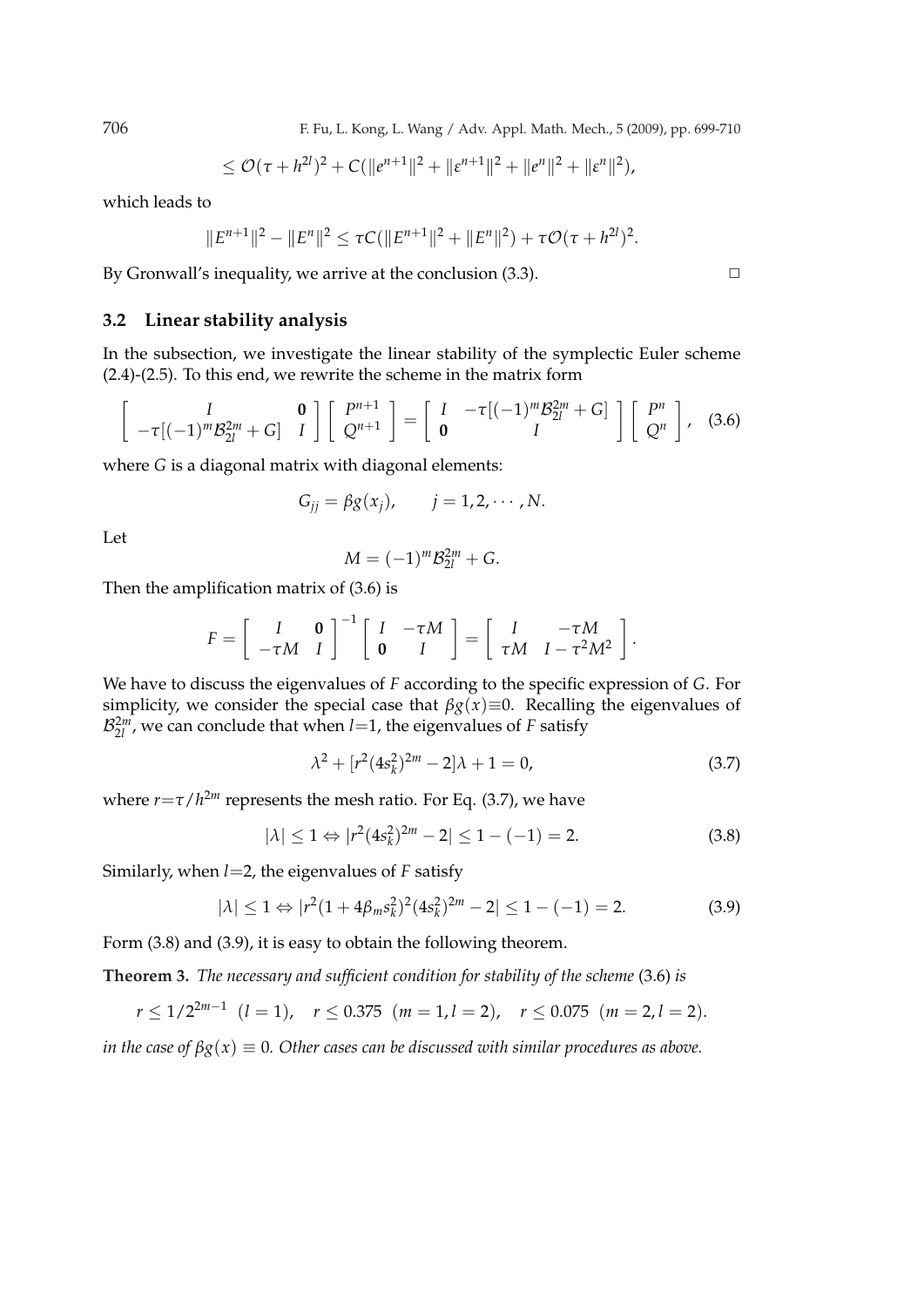$$\leq \mathcal{O}(\tau + h^{2l})^2 + C(\|e^{n+1}\|^2 + \|\varepsilon^{n+1}\|^2 + \|e^n\|^2 + \|\varepsilon^n\|^2),$$

which leads to

$$\|E^{n+1}\|^2 - \|E^n\|^2 \leq \tau C(\|E^{n+1}\|^2 + \|E^n\|^2) + \tau \mathcal{O}(\tau + h^{2l})^2.$$

By Gronwall's inequality, we arrive at the conclusion (3.3). $\square$

### 3.2 Linear stability analysis

In the subsection, we investigate the linear stability of the symplectic Euler scheme (2.4)-(2.5). To this end, we rewrite the scheme in the matrix form

$$\begin{bmatrix} I & \mathbf{0} \\ -\tau[(-1)^m \mathcal{B}_{2l}^{2m} + G] & I \end{bmatrix} \begin{bmatrix} P^{n+1} \\ Q^{n+1} \end{bmatrix} = \begin{bmatrix} I & -\tau[(-1)^m \mathcal{B}_{2l}^{2m} + G] \\ \mathbf{0} & I \end{bmatrix} \begin{bmatrix} P^n \\ Q^n \end{bmatrix}, \quad (3.6)$$

where $G$ is a diagonal matrix with diagonal elements:

$$G_{jj} = \beta g(x_j), \qquad j = 1, 2, \cdots, N.$$

Let

$$M = (-1)^m \mathcal{B}_{2l}^{2m} + G.$$

Then the amplification matrix of (3.6) is

$$F = \begin{bmatrix} I & \mathbf{0} \\ -\tau M & I \end{bmatrix}^{-1} \begin{bmatrix} I & -\tau M \\ \mathbf{0} & I \end{bmatrix} = \begin{bmatrix} I & -\tau M \\ \tau M & I - \tau^2 M^2 \end{bmatrix}.$$

We have to discuss the eigenvalues of $F$ according to the specific expression of $G$. For simplicity, we consider the special case that $\beta g(x) \equiv 0$. Recalling the eigenvalues of $\mathcal{B}_{2l}^{2m}$, we can conclude that when $l=1$, the eigenvalues of $F$ satisfy

$$\lambda^2 + [r^2(4s_k^2)^{2m} - 2]\lambda + 1 = 0, \quad (3.7)$$

where $r = \tau / h^{2m}$ represents the mesh ratio. For Eq. (3.7), we have

$$|\lambda| \leq 1 \Leftrightarrow |r^2(4s_k^2)^{2m} - 2| \leq 1 - (-1) = 2. \quad (3.8)$$

Similarly, when $l=2$, the eigenvalues of $F$ satisfy

$$|\lambda| \leq 1 \Leftrightarrow |r^2(1 + 4\beta_m s_k^2)^2 (4s_k^2)^{2m} - 2| \leq 1 - (-1) = 2. \quad (3.9)$$

Form (3.8) and (3.9), it is easy to obtain the following theorem.

**Theorem 3.** *The necessary and sufficient condition for stability of the scheme* (3.6) *is*

$$r \leq 1/2^{2m-1} \ \ (l = 1), \quad r \leq 0.375 \ \ (m = 1, l = 2), \quad r \leq 0.075 \ \ (m = 2, l = 2).$$

*in the case of $\beta g(x) \equiv 0$. Other cases can be discussed with similar procedures as above.*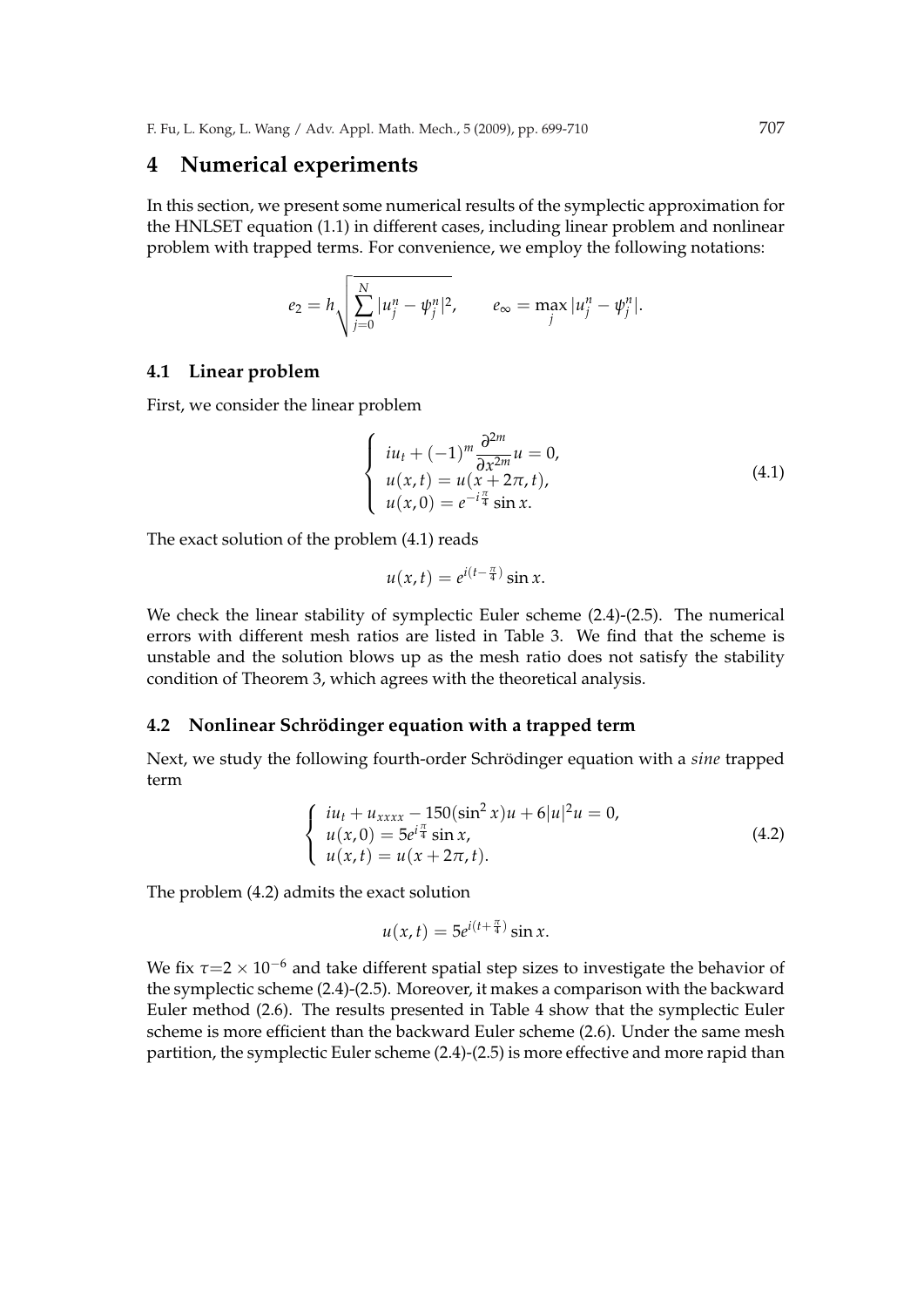# 4 Numerical experiments

In this section, we present some numerical results of the symplectic approximation for the HNLSET equation (1.1) in different cases, including linear problem and nonlinear problem with trapped terms. For convenience, we employ the following notations:

$$e_2 = h\sqrt{\sum_{j=0}^{N} |u_j^n - \psi_j^n|^2}, \qquad e_\infty = \max_j |u_j^n - \psi_j^n|.$$

## 4.1 Linear problem

First, we consider the linear problem

$$\begin{cases} iu_t + (-1)^m \dfrac{\partial^{2m}}{\partial x^{2m}} u = 0, \\ u(x,t) = u(x + 2\pi, t), \\ u(x,0) = e^{-i\frac{\pi}{4}} \sin x. \end{cases} \tag{4.1}$$

The exact solution of the problem (4.1) reads

$$u(x,t) = e^{i(t - \frac{\pi}{4})} \sin x.$$

We check the linear stability of symplectic Euler scheme (2.4)-(2.5). The numerical errors with different mesh ratios are listed in Table 3. We find that the scheme is unstable and the solution blows up as the mesh ratio does not satisfy the stability condition of Theorem 3, which agrees with the theoretical analysis.

## 4.2 Nonlinear Schrödinger equation with a trapped term

Next, we study the following fourth-order Schrödinger equation with a *sine* trapped term

$$\begin{cases} iu_t + u_{xxxx} - 150(\sin^2 x)u + 6|u|^2 u = 0, \\ u(x,0) = 5e^{i\frac{\pi}{4}} \sin x, \\ u(x,t) = u(x + 2\pi, t). \end{cases} \tag{4.2}$$

The problem (4.2) admits the exact solution

$$u(x,t) = 5e^{i(t + \frac{\pi}{4})} \sin x.$$

We fix $\tau = 2 \times 10^{-6}$ and take different spatial step sizes to investigate the behavior of the symplectic scheme (2.4)-(2.5). Moreover, it makes a comparison with the backward Euler method (2.6). The results presented in Table 4 show that the symplectic Euler scheme is more efficient than the backward Euler scheme (2.6). Under the same mesh partition, the symplectic Euler scheme (2.4)-(2.5) is more effective and more rapid than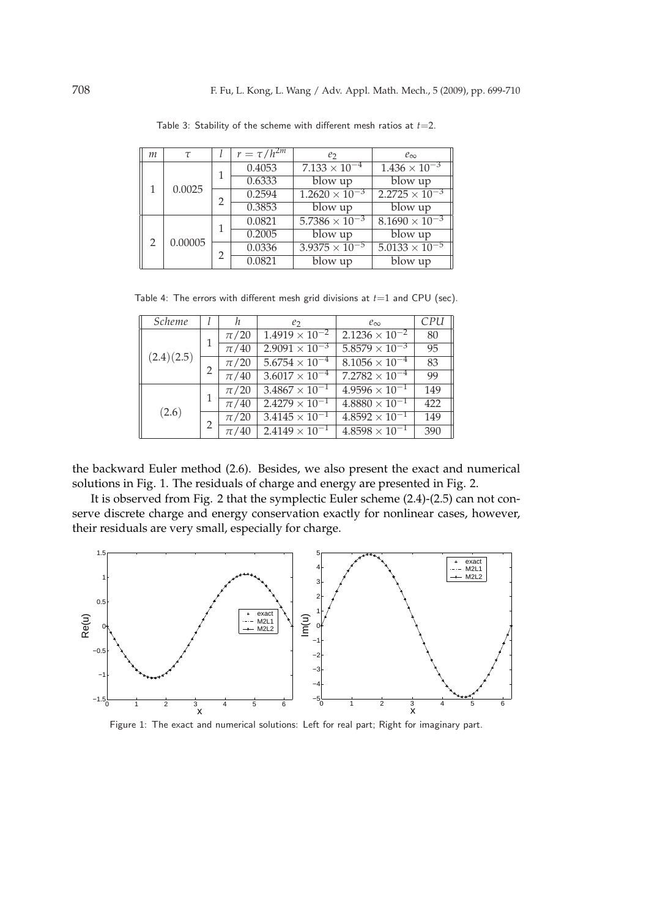Table 3: Stability of the scheme with different mesh ratios at $t$=2.

| $m$ | $\tau$ | $l$ | $r=\tau/h^{2m}$ | $e_2$ | $e_\infty$ |
|---|---|---|---|---|---|
| 1 | 0.0025 | 1 | 0.4053 | $7.133\times10^{-4}$ | $1.436\times10^{-3}$ |
| | | | 0.6333 | blow up | blow up |
| | | 2 | 0.2594 | $1.2620\times10^{-3}$ | $2.2725\times10^{-3}$ |
| | | | 0.3853 | blow up | blow up |
| 2 | 0.00005 | 1 | 0.0821 | $5.7386\times10^{-3}$ | $8.1690\times10^{-3}$ |
| | | | 0.2005 | blow up | blow up |
| | | 2 | 0.0336 | $3.9375\times10^{-5}$ | $5.0133\times10^{-5}$ |
| | | | 0.0821 | blow up | blow up |

Table 4: The errors with different mesh grid divisions at $t$=1 and CPU (sec).

| *Scheme* | $l$ | $h$ | $e_2$ | $e_\infty$ | *CPU* |
|---|---|---|---|---|---|
| (2.4)(2.5) | 1 | $\pi/20$ | $1.4919\times10^{-2}$ | $2.1236\times10^{-2}$ | 80 |
| | | $\pi/40$ | $2.9091\times10^{-3}$ | $5.8579\times10^{-3}$ | 95 |
| | 2 | $\pi/20$ | $5.6754\times10^{-4}$ | $8.1056\times10^{-4}$ | 83 |
| | | $\pi/40$ | $3.6017\times10^{-4}$ | $7.2782\times10^{-4}$ | 99 |
| (2.6) | 1 | $\pi/20$ | $3.4867\times10^{-1}$ | $4.9596\times10^{-1}$ | 149 |
| | | $\pi/40$ | $2.4279\times10^{-1}$ | $4.8880\times10^{-1}$ | 422 |
| | 2 | $\pi/20$ | $3.4145\times10^{-1}$ | $4.8592\times10^{-1}$ | 149 |
| | | $\pi/40$ | $2.4149\times10^{-1}$ | $4.8598\times10^{-1}$ | 390 |

the backward Euler method (2.6). Besides, we also present the exact and numerical solutions in Fig. 1. The residuals of charge and energy are presented in Fig. 2.

It is observed from Fig. 2 that the symplectic Euler scheme (2.4)-(2.5) can not conserve discrete charge and energy conservation exactly for nonlinear cases, however, their residuals are very small, especially for charge.

Figure 1: The exact and numerical solutions: Left for real part; Right for imaginary part.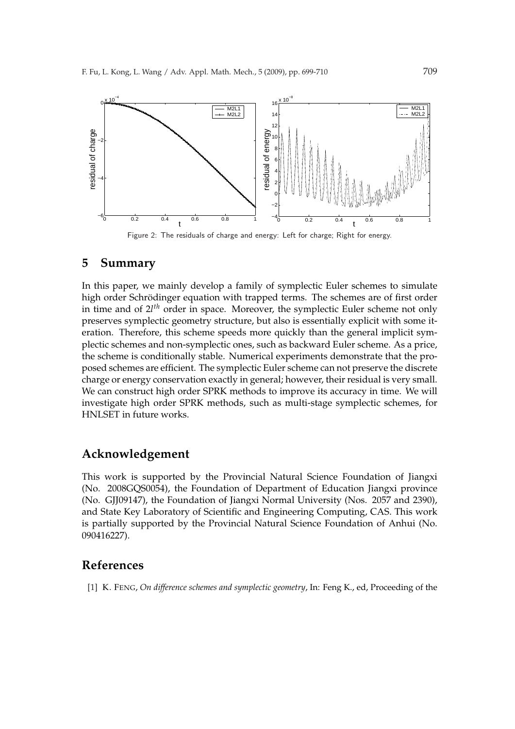Figure 2: The residuals of charge and energy: Left for charge; Right for energy.

## 5 Summary

In this paper, we mainly develop a family of symplectic Euler schemes to simulate high order Schrödinger equation with trapped terms. The schemes are of first order in time and of $2l^{th}$ order in space. Moreover, the symplectic Euler scheme not only preserves symplectic geometry structure, but also is essentially explicit with some iteration. Therefore, this scheme speeds more quickly than the general implicit symplectic schemes and non-symplectic ones, such as backward Euler scheme. As a price, the scheme is conditionally stable. Numerical experiments demonstrate that the proposed schemes are efficient. The symplectic Euler scheme can not preserve the discrete charge or energy conservation exactly in general; however, their residual is very small. We can construct high order SPRK methods to improve its accuracy in time. We will investigate high order SPRK methods, such as multi-stage symplectic schemes, for HNLSET in future works.

## Acknowledgement

This work is supported by the Provincial Natural Science Foundation of Jiangxi (No. 2008GQS0054), the Foundation of Department of Education Jiangxi province (No. GJJ09147), the Foundation of Jiangxi Normal University (Nos. 2057 and 2390), and State Key Laboratory of Scientific and Engineering Computing, CAS. This work is partially supported by the Provincial Natural Science Foundation of Anhui (No. 090416227).

## References

[1] K. FENG, *On difference schemes and symplectic geometry*, In: Feng K., ed, Proceeding of the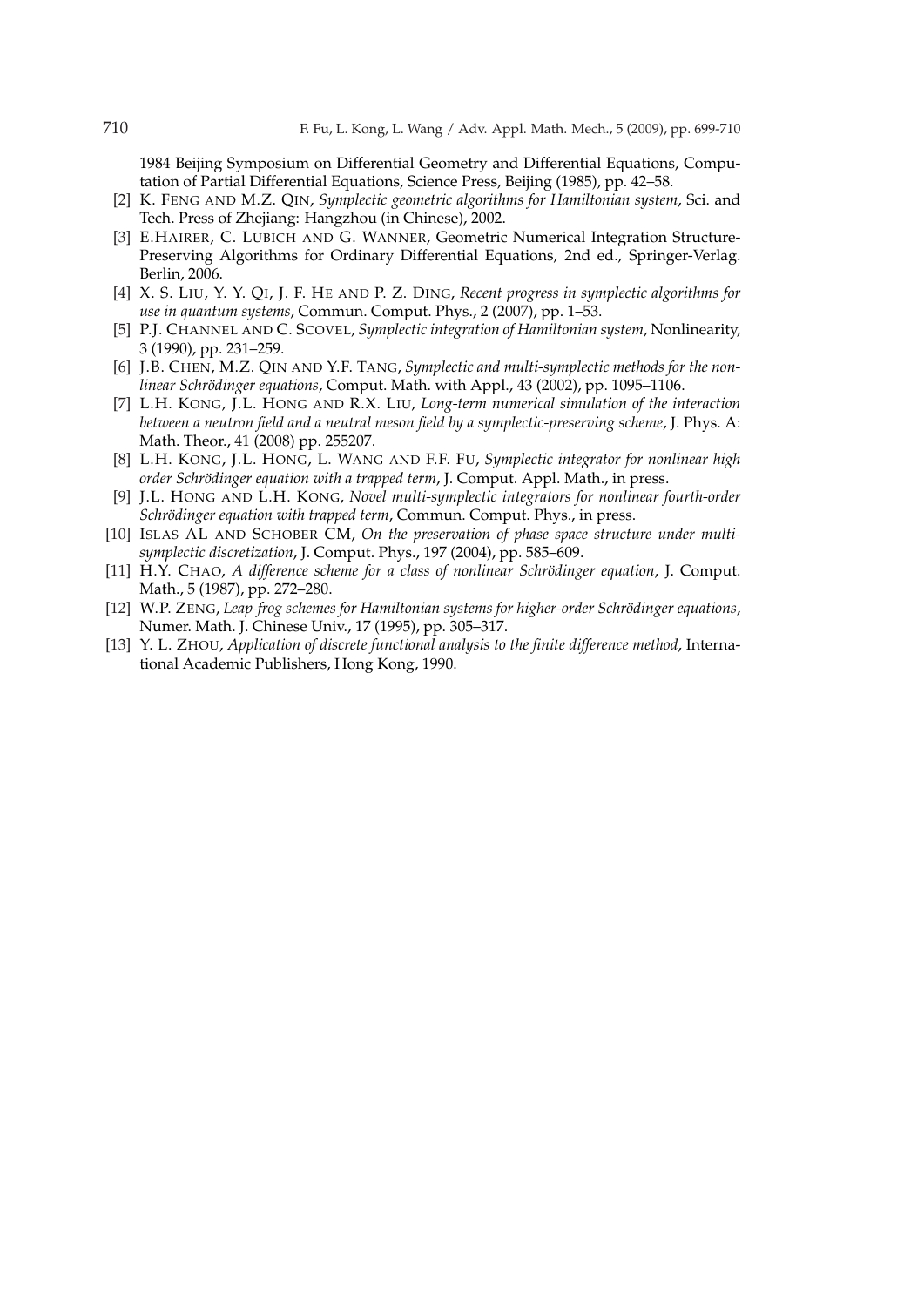1984 Beijing Symposium on Differential Geometry and Differential Equations, Computation of Partial Differential Equations, Science Press, Beijing (1985), pp. 42–58.

[2] K. Feng and M.Z. Qin, *Symplectic geometric algorithms for Hamiltonian system*, Sci. and Tech. Press of Zhejiang: Hangzhou (in Chinese), 2002.

[3] E.Hairer, C. Lubich and G. Wanner, Geometric Numerical Integration Structure-Preserving Algorithms for Ordinary Differential Equations, 2nd ed., Springer-Verlag. Berlin, 2006.

[4] X. S. Liu, Y. Y. Qi, J. F. He and P. Z. Ding, *Recent progress in symplectic algorithms for use in quantum systems*, Commun. Comput. Phys., 2 (2007), pp. 1–53.

[5] P.J. Channel and C. Scovel, *Symplectic integration of Hamiltonian system*, Nonlinearity, 3 (1990), pp. 231–259.

[6] J.B. Chen, M.Z. Qin and Y.F. Tang, *Symplectic and multi-symplectic methods for the nonlinear Schrödinger equations*, Comput. Math. with Appl., 43 (2002), pp. 1095–1106.

[7] L.H. Kong, J.L. Hong and R.X. Liu, *Long-term numerical simulation of the interaction between a neutron field and a neutral meson field by a symplectic-preserving scheme*, J. Phys. A: Math. Theor., 41 (2008) pp. 255207.

[8] L.H. Kong, J.L. Hong, L. Wang and F.F. Fu, *Symplectic integrator for nonlinear high order Schrödinger equation with a trapped term*, J. Comput. Appl. Math., in press.

[9] J.L. Hong and L.H. Kong, *Novel multi-symplectic integrators for nonlinear fourth-order Schrödinger equation with trapped term*, Commun. Comput. Phys., in press.

[10] Islas AL and Schober CM, *On the preservation of phase space structure under multi-symplectic discretization*, J. Comput. Phys., 197 (2004), pp. 585–609.

[11] H.Y. Chao, *A difference scheme for a class of nonlinear Schrödinger equation*, J. Comput. Math., 5 (1987), pp. 272–280.

[12] W.P. Zeng, *Leap-frog schemes for Hamiltonian systems for higher-order Schrödinger equations*, Numer. Math. J. Chinese Univ., 17 (1995), pp. 305–317.

[13] Y. L. Zhou, *Application of discrete functional analysis to the finite difference method*, International Academic Publishers, Hong Kong, 1990.